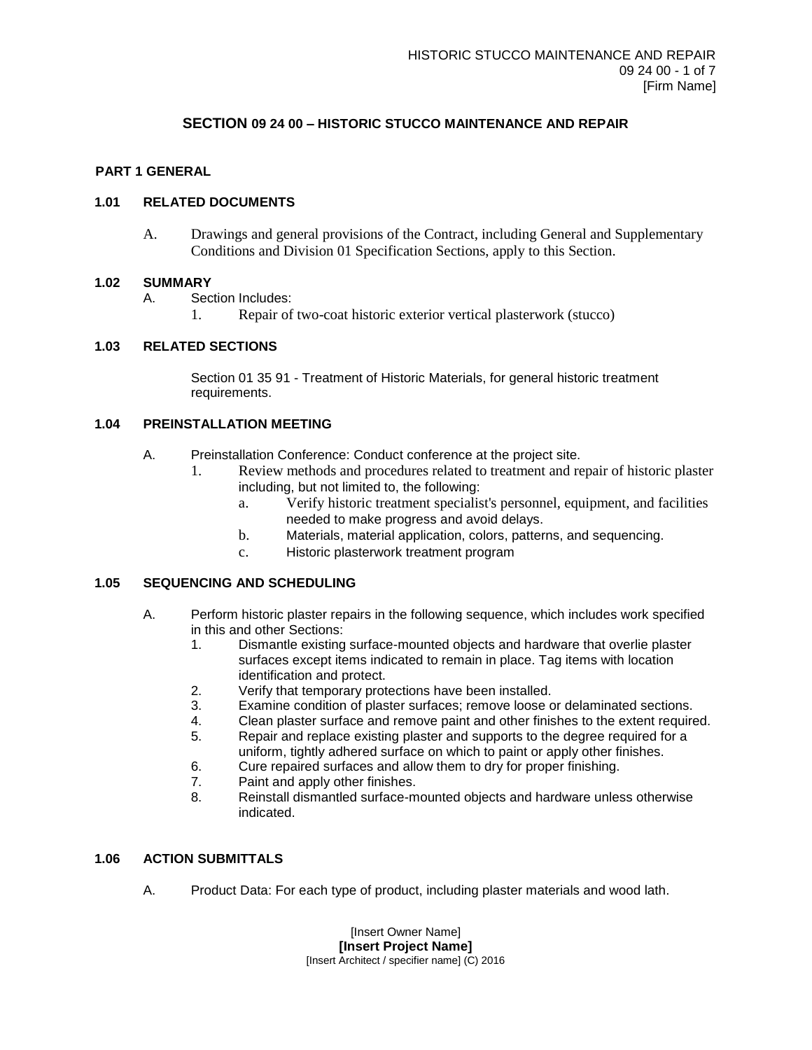# SECTION 09 24 00 – HISTORIC STUCCO MAINTENANCE AND REPAIR

## PART 1 GENERAL

### 1.01 RELATED DOCUMENTS

A. Drawings and general provisions of the Contract, including General and Supplementary Conditions and Division 01 Specification Sections, apply to this Section.

### 1.02 SUMMARY

A. Section Includes:
   1. Repair of two-coat historic exterior vertical plasterwork (stucco)

### 1.03 RELATED SECTIONS

Section 01 35 91 - Treatment of Historic Materials, for general historic treatment requirements.

### 1.04 PREINSTALLATION MEETING

A. Preinstallation Conference: Conduct conference at the project site.
   1. Review methods and procedures related to treatment and repair of historic plaster including, but not limited to, the following:
      a. Verify historic treatment specialist's personnel, equipment, and facilities needed to make progress and avoid delays.
      b. Materials, material application, colors, patterns, and sequencing.
      c. Historic plasterwork treatment program

### 1.05 SEQUENCING AND SCHEDULING

A. Perform historic plaster repairs in the following sequence, which includes work specified in this and other Sections:
   1. Dismantle existing surface-mounted objects and hardware that overlie plaster surfaces except items indicated to remain in place. Tag items with location identification and protect.
   2. Verify that temporary protections have been installed.
   3. Examine condition of plaster surfaces; remove loose or delaminated sections.
   4. Clean plaster surface and remove paint and other finishes to the extent required.
   5. Repair and replace existing plaster and supports to the degree required for a uniform, tightly adhered surface on which to paint or apply other finishes.
   6. Cure repaired surfaces and allow them to dry for proper finishing.
   7. Paint and apply other finishes.
   8. Reinstall dismantled surface-mounted objects and hardware unless otherwise indicated.

### 1.06 ACTION SUBMITTALS

A. Product Data: For each type of product, including plaster materials and wood lath.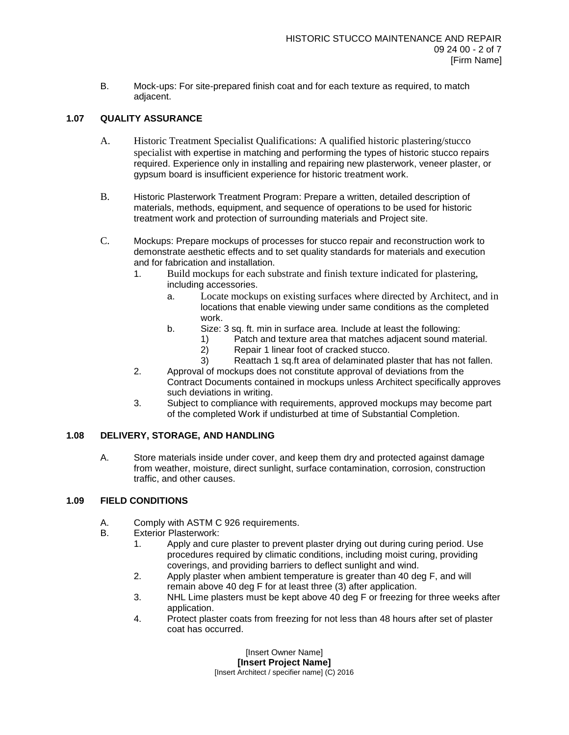B. Mock-ups: For site-prepared finish coat and for each texture as required, to match adjacent.

### 1.07 QUALITY ASSURANCE

A. Historic Treatment Specialist Qualifications: A qualified historic plastering/stucco specialist with expertise in matching and performing the types of historic stucco repairs required. Experience only in installing and repairing new plasterwork, veneer plaster, or gypsum board is insufficient experience for historic treatment work.

B. Historic Plasterwork Treatment Program: Prepare a written, detailed description of materials, methods, equipment, and sequence of operations to be used for historic treatment work and protection of surrounding materials and Project site.

C. Mockups: Prepare mockups of processes for stucco repair and reconstruction work to demonstrate aesthetic effects and to set quality standards for materials and execution and for fabrication and installation.

   1. Build mockups for each substrate and finish texture indicated for plastering, including accessories.
      a. Locate mockups on existing surfaces where directed by Architect, and in locations that enable viewing under same conditions as the completed work.
      b. Size: 3 sq. ft. min in surface area. Include at least the following:
         1) Patch and texture area that matches adjacent sound material.
         2) Repair 1 linear foot of cracked stucco.
         3) Reattach 1 sq.ft area of delaminated plaster that has not fallen.
   2. Approval of mockups does not constitute approval of deviations from the Contract Documents contained in mockups unless Architect specifically approves such deviations in writing.
   3. Subject to compliance with requirements, approved mockups may become part of the completed Work if undisturbed at time of Substantial Completion.

### 1.08 DELIVERY, STORAGE, AND HANDLING

A. Store materials inside under cover, and keep them dry and protected against damage from weather, moisture, direct sunlight, surface contamination, corrosion, construction traffic, and other causes.

### 1.09 FIELD CONDITIONS

A. Comply with ASTM C 926 requirements.

B. Exterior Plasterwork:

   1. Apply and cure plaster to prevent plaster drying out during curing period. Use procedures required by climatic conditions, including moist curing, providing coverings, and providing barriers to deflect sunlight and wind.
   2. Apply plaster when ambient temperature is greater than 40 deg F, and will remain above 40 deg F for at least three (3) after application.
   3. NHL Lime plasters must be kept above 40 deg F or freezing for three weeks after application.
   4. Protect plaster coats from freezing for not less than 48 hours after set of plaster coat has occurred.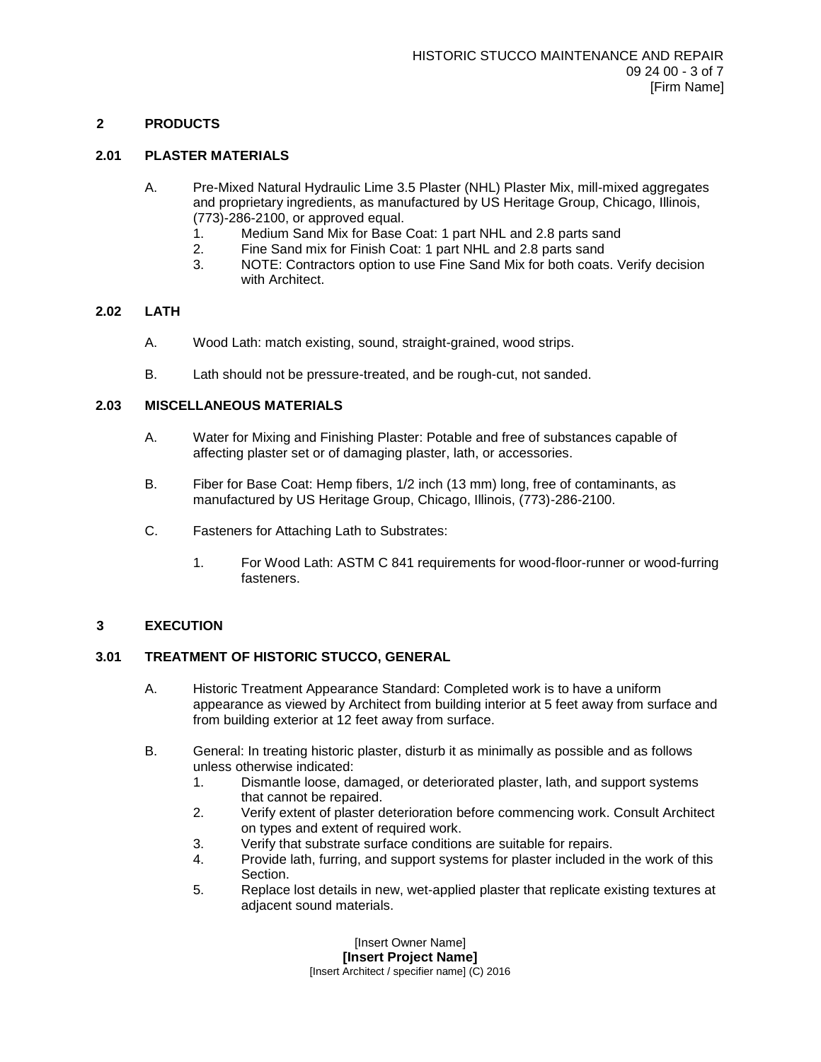## 2 PRODUCTS

### 2.01 PLASTER MATERIALS

A. Pre-Mixed Natural Hydraulic Lime 3.5 Plaster (NHL) Plaster Mix, mill-mixed aggregates and proprietary ingredients, as manufactured by US Heritage Group, Chicago, Illinois, (773)-286-2100, or approved equal.

1. Medium Sand Mix for Base Coat: 1 part NHL and 2.8 parts sand
2. Fine Sand mix for Finish Coat: 1 part NHL and 2.8 parts sand
3. NOTE: Contractors option to use Fine Sand Mix for both coats. Verify decision with Architect.

### 2.02 LATH

A. Wood Lath: match existing, sound, straight-grained, wood strips.

B. Lath should not be pressure-treated, and be rough-cut, not sanded.

### 2.03 MISCELLANEOUS MATERIALS

A. Water for Mixing and Finishing Plaster: Potable and free of substances capable of affecting plaster set or of damaging plaster, lath, or accessories.

B. Fiber for Base Coat: Hemp fibers, 1/2 inch (13 mm) long, free of contaminants, as manufactured by US Heritage Group, Chicago, Illinois, (773)-286-2100.

C. Fasteners for Attaching Lath to Substrates:

1. For Wood Lath: ASTM C 841 requirements for wood-floor-runner or wood-furring fasteners.

## 3 EXECUTION

### 3.01 TREATMENT OF HISTORIC STUCCO, GENERAL

A. Historic Treatment Appearance Standard: Completed work is to have a uniform appearance as viewed by Architect from building interior at 5 feet away from surface and from building exterior at 12 feet away from surface.

B. General: In treating historic plaster, disturb it as minimally as possible and as follows unless otherwise indicated:

1. Dismantle loose, damaged, or deteriorated plaster, lath, and support systems that cannot be repaired.
2. Verify extent of plaster deterioration before commencing work. Consult Architect on types and extent of required work.
3. Verify that substrate surface conditions are suitable for repairs.
4. Provide lath, furring, and support systems for plaster included in the work of this Section.
5. Replace lost details in new, wet-applied plaster that replicate existing textures at adjacent sound materials.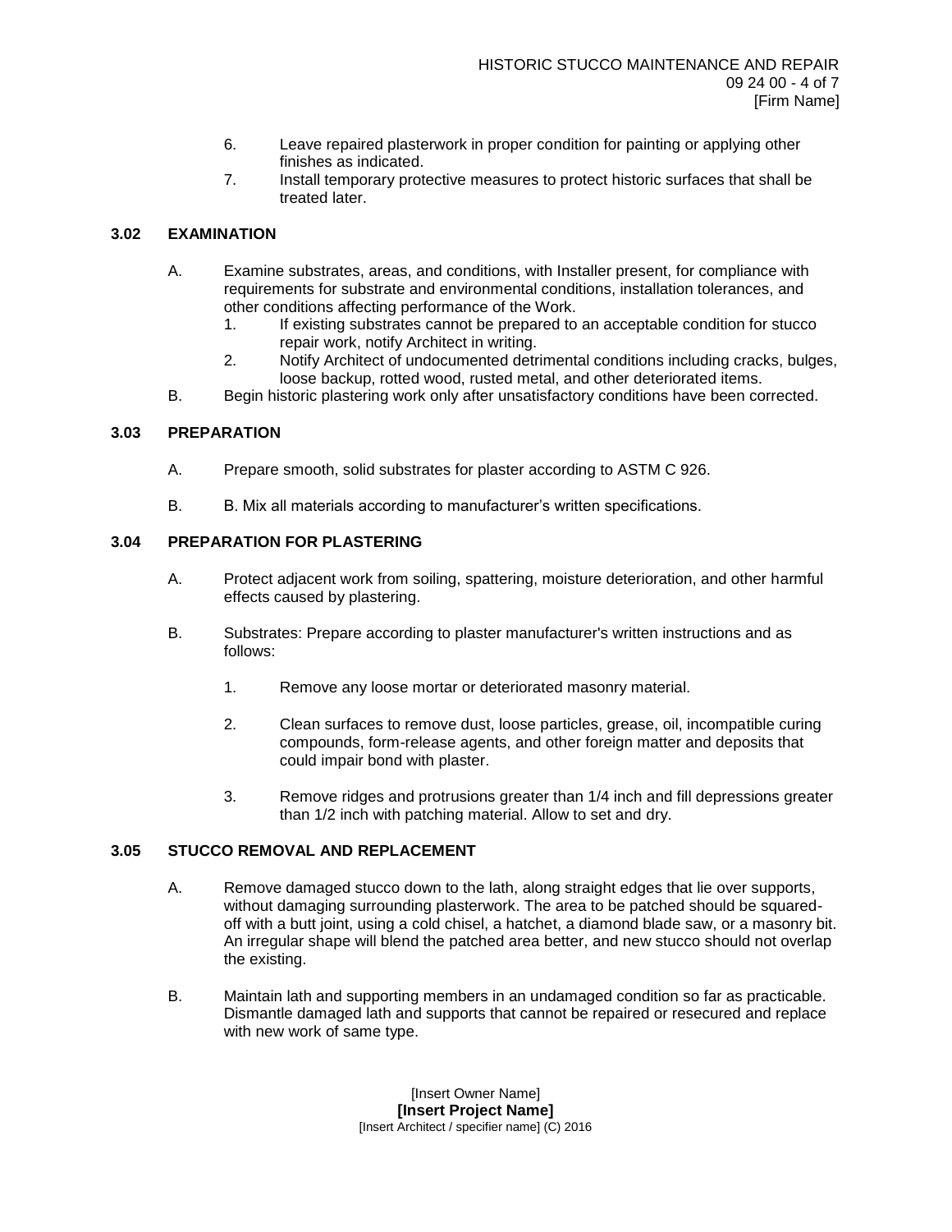6. Leave repaired plasterwork in proper condition for painting or applying other finishes as indicated.
7. Install temporary protective measures to protect historic surfaces that shall be treated later.

### 3.02 EXAMINATION

A. Examine substrates, areas, and conditions, with Installer present, for compliance with requirements for substrate and environmental conditions, installation tolerances, and other conditions affecting performance of the Work.
   1. If existing substrates cannot be prepared to an acceptable condition for stucco repair work, notify Architect in writing.
   2. Notify Architect of undocumented detrimental conditions including cracks, bulges, loose backup, rotted wood, rusted metal, and other deteriorated items.

B. Begin historic plastering work only after unsatisfactory conditions have been corrected.

### 3.03 PREPARATION

A. Prepare smooth, solid substrates for plaster according to ASTM C 926.

B. B. Mix all materials according to manufacturer's written specifications.

### 3.04 PREPARATION FOR PLASTERING

A. Protect adjacent work from soiling, spattering, moisture deterioration, and other harmful effects caused by plastering.

B. Substrates: Prepare according to plaster manufacturer's written instructions and as follows:

   1. Remove any loose mortar or deteriorated masonry material.

   2. Clean surfaces to remove dust, loose particles, grease, oil, incompatible curing compounds, form-release agents, and other foreign matter and deposits that could impair bond with plaster.

   3. Remove ridges and protrusions greater than 1/4 inch and fill depressions greater than 1/2 inch with patching material. Allow to set and dry.

### 3.05 STUCCO REMOVAL AND REPLACEMENT

A. Remove damaged stucco down to the lath, along straight edges that lie over supports, without damaging surrounding plasterwork. The area to be patched should be squared-off with a butt joint, using a cold chisel, a hatchet, a diamond blade saw, or a masonry bit. An irregular shape will blend the patched area better, and new stucco should not overlap the existing.

B. Maintain lath and supporting members in an undamaged condition so far as practicable. Dismantle damaged lath and supports that cannot be repaired or resecured and replace with new work of same type.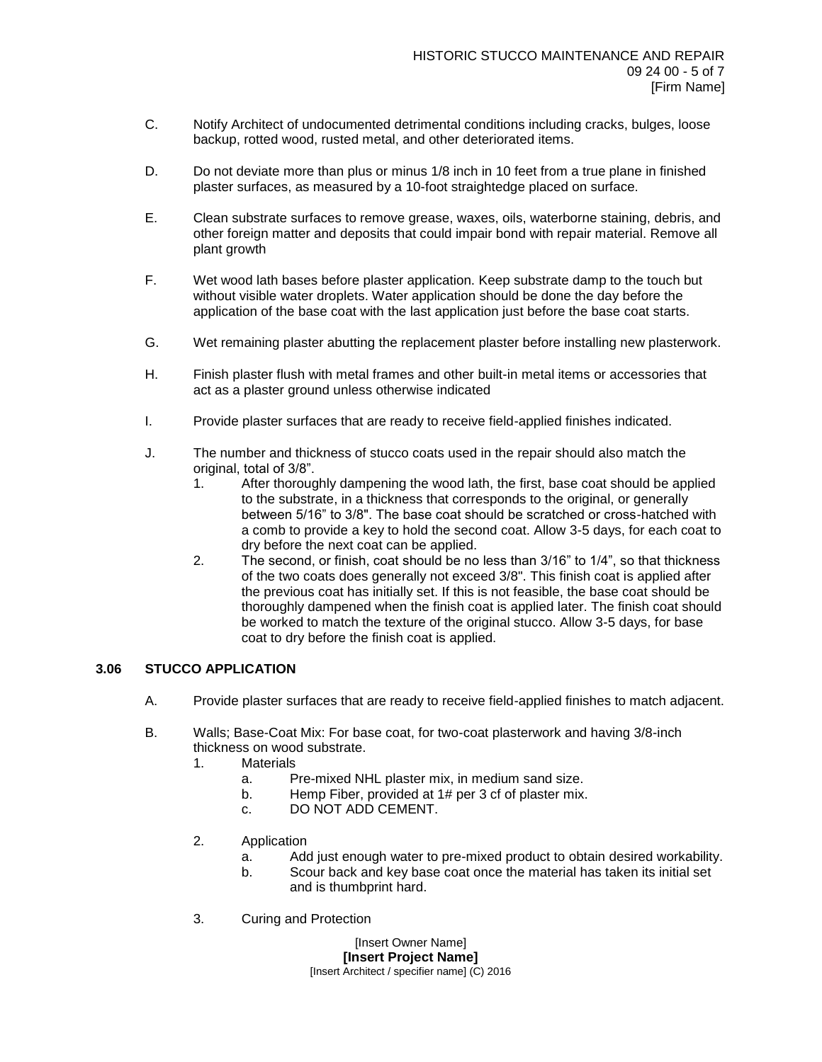C. Notify Architect of undocumented detrimental conditions including cracks, bulges, loose backup, rotted wood, rusted metal, and other deteriorated items.

D. Do not deviate more than plus or minus 1/8 inch in 10 feet from a true plane in finished plaster surfaces, as measured by a 10-foot straightedge placed on surface.

E. Clean substrate surfaces to remove grease, waxes, oils, waterborne staining, debris, and other foreign matter and deposits that could impair bond with repair material. Remove all plant growth

F. Wet wood lath bases before plaster application. Keep substrate damp to the touch but without visible water droplets. Water application should be done the day before the application of the base coat with the last application just before the base coat starts.

G. Wet remaining plaster abutting the replacement plaster before installing new plasterwork.

H. Finish plaster flush with metal frames and other built-in metal items or accessories that act as a plaster ground unless otherwise indicated

I. Provide plaster surfaces that are ready to receive field-applied finishes indicated.

J. The number and thickness of stucco coats used in the repair should also match the original, total of 3/8".
   1. After thoroughly dampening the wood lath, the first, base coat should be applied to the substrate, in a thickness that corresponds to the original, or generally between 5/16" to 3/8". The base coat should be scratched or cross-hatched with a comb to provide a key to hold the second coat. Allow 3-5 days, for each coat to dry before the next coat can be applied.
   2. The second, or finish, coat should be no less than 3/16" to 1/4", so that thickness of the two coats does generally not exceed 3/8". This finish coat is applied after the previous coat has initially set. If this is not feasible, the base coat should be thoroughly dampened when the finish coat is applied later. The finish coat should be worked to match the texture of the original stucco. Allow 3-5 days, for base coat to dry before the finish coat is applied.

### 3.06 STUCCO APPLICATION

A. Provide plaster surfaces that are ready to receive field-applied finishes to match adjacent.

B. Walls; Base-Coat Mix: For base coat, for two-coat plasterwork and having 3/8-inch thickness on wood substrate.
   1. Materials
      a. Pre-mixed NHL plaster mix, in medium sand size.
      b. Hemp Fiber, provided at 1# per 3 cf of plaster mix.
      c. DO NOT ADD CEMENT.
   2. Application
      a. Add just enough water to pre-mixed product to obtain desired workability.
      b. Scour back and key base coat once the material has taken its initial set and is thumbprint hard.
   3. Curing and Protection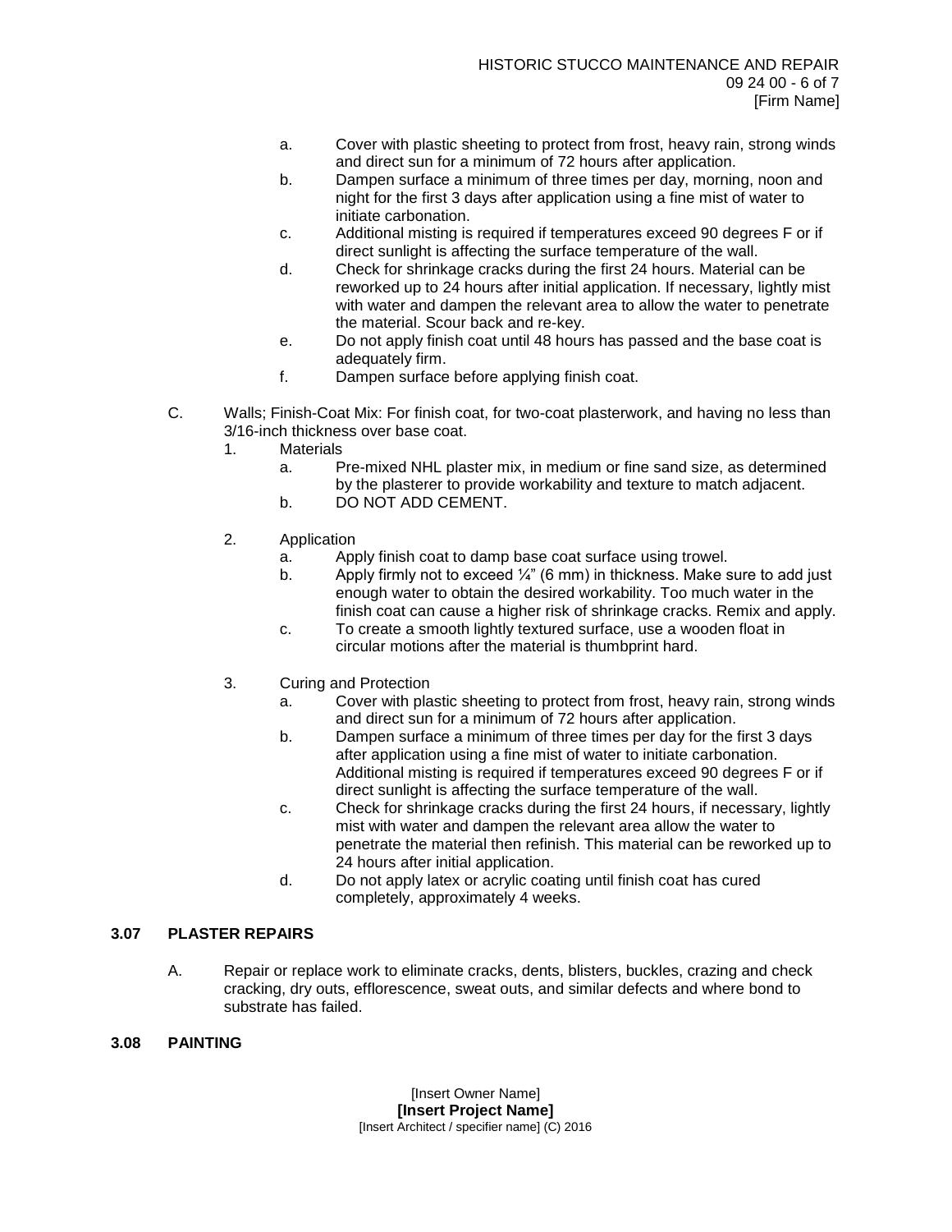a. Cover with plastic sheeting to protect from frost, heavy rain, strong winds and direct sun for a minimum of 72 hours after application.
b. Dampen surface a minimum of three times per day, morning, noon and night for the first 3 days after application using a fine mist of water to initiate carbonation.
c. Additional misting is required if temperatures exceed 90 degrees F or if direct sunlight is affecting the surface temperature of the wall.
d. Check for shrinkage cracks during the first 24 hours. Material can be reworked up to 24 hours after initial application. If necessary, lightly mist with water and dampen the relevant area to allow the water to penetrate the material. Scour back and re-key.
e. Do not apply finish coat until 48 hours has passed and the base coat is adequately firm.
f. Dampen surface before applying finish coat.

C. Walls; Finish-Coat Mix: For finish coat, for two-coat plasterwork, and having no less than 3/16-inch thickness over base coat.

1. Materials
   a. Pre-mixed NHL plaster mix, in medium or fine sand size, as determined by the plasterer to provide workability and texture to match adjacent.
   b. DO NOT ADD CEMENT.

2. Application
   a. Apply finish coat to damp base coat surface using trowel.
   b. Apply firmly not to exceed ¼" (6 mm) in thickness. Make sure to add just enough water to obtain the desired workability. Too much water in the finish coat can cause a higher risk of shrinkage cracks. Remix and apply.
   c. To create a smooth lightly textured surface, use a wooden float in circular motions after the material is thumbprint hard.

3. Curing and Protection
   a. Cover with plastic sheeting to protect from frost, heavy rain, strong winds and direct sun for a minimum of 72 hours after application.
   b. Dampen surface a minimum of three times per day for the first 3 days after application using a fine mist of water to initiate carbonation. Additional misting is required if temperatures exceed 90 degrees F or if direct sunlight is affecting the surface temperature of the wall.
   c. Check for shrinkage cracks during the first 24 hours, if necessary, lightly mist with water and dampen the relevant area allow the water to penetrate the material then refinish. This material can be reworked up to 24 hours after initial application.
   d. Do not apply latex or acrylic coating until finish coat has cured completely, approximately 4 weeks.

## 3.07 PLASTER REPAIRS

A. Repair or replace work to eliminate cracks, dents, blisters, buckles, crazing and check cracking, dry outs, efflorescence, sweat outs, and similar defects and where bond to substrate has failed.

## 3.08 PAINTING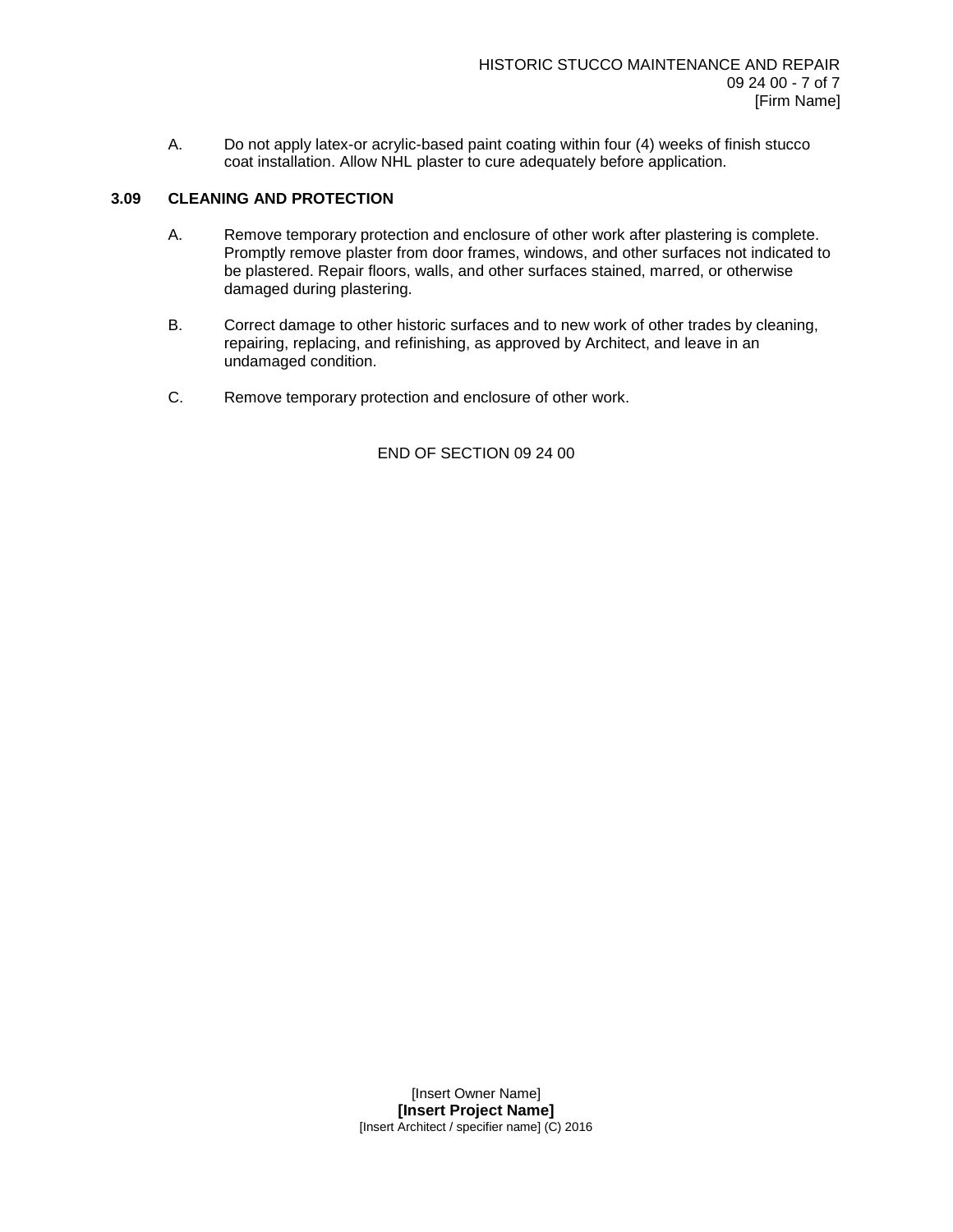A. Do not apply latex-or acrylic-based paint coating within four (4) weeks of finish stucco coat installation. Allow NHL plaster to cure adequately before application.

### 3.09 CLEANING AND PROTECTION

A. Remove temporary protection and enclosure of other work after plastering is complete. Promptly remove plaster from door frames, windows, and other surfaces not indicated to be plastered. Repair floors, walls, and other surfaces stained, marred, or otherwise damaged during plastering.

B. Correct damage to other historic surfaces and to new work of other trades by cleaning, repairing, replacing, and refinishing, as approved by Architect, and leave in an undamaged condition.

C. Remove temporary protection and enclosure of other work.

END OF SECTION 09 24 00